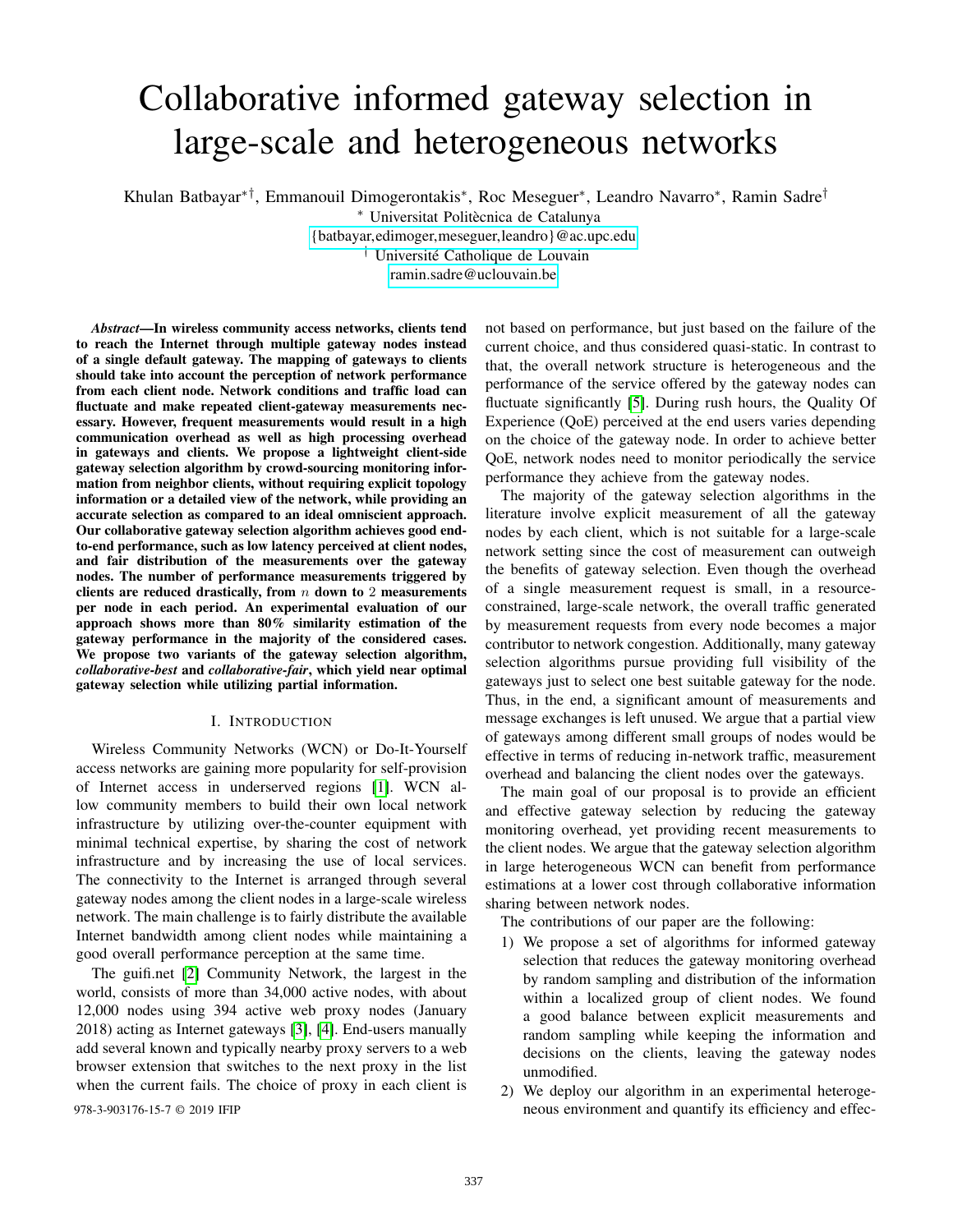# Collaborative informed gateway selection in large-scale and heterogeneous networks

Khulan Batbayar[*†], Emmanouil Dimogerontakis[*], Roc Meseguer[*], Leandro Navarro[*], Ramin Sadre[†]

[*] Universitat Politècnica de Catalunya
{batbayar,edimoger,meseguer,leandro}@ac.upc.edu
[†] Université Catholique de Louvain
ramin.sadre@uclouvain.be

***Abstract*—In wireless community access networks, clients tend to reach the Internet through multiple gateway nodes instead of a single default gateway. The mapping of gateways to clients should take into account the perception of network performance from each client node. Network conditions and traffic load can fluctuate and make repeated client-gateway measurements necessary. However, frequent measurements would result in a high communication overhead as well as high processing overhead in gateways and clients. We propose a lightweight client-side gateway selection algorithm by crowd-sourcing monitoring information from neighbor clients, without requiring explicit topology information or a detailed view of the network, while providing an accurate selection as compared to an ideal omniscient approach. Our collaborative gateway selection algorithm achieves good end-to-end performance, such as low latency perceived at client nodes, and fair distribution of the measurements over the gateway nodes. The number of performance measurements triggered by clients are reduced drastically, from $n$ down to $2$ measurements per node in each period. An experimental evaluation of our approach shows more than 80% similarity estimation of the gateway performance in the majority of the considered cases. We propose two variants of the gateway selection algorithm, *collaborative-best* and *collaborative-fair*, which yield near optimal gateway selection while utilizing partial information.**

## I. Introduction

Wireless Community Networks (WCN) or Do-It-Yourself access networks are gaining more popularity for self-provision of Internet access in underserved regions [1]. WCN allow community members to build their own local network infrastructure by utilizing over-the-counter equipment with minimal technical expertise, by sharing the cost of network infrastructure and by increasing the use of local services. The connectivity to the Internet is arranged through several gateway nodes among the client nodes in a large-scale wireless network. The main challenge is to fairly distribute the available Internet bandwidth among client nodes while maintaining a good overall performance perception at the same time.

The guifi.net [2] Community Network, the largest in the world, consists of more than 34,000 active nodes, with about 12,000 nodes using 394 active web proxy nodes (January 2018) acting as Internet gateways [3], [4]. End-users manually add several known and typically nearby proxy servers to a web browser extension that switches to the next proxy in the list when the current fails. The choice of proxy in each client is not based on performance, but just based on the failure of the current choice, and thus considered quasi-static. In contrast to that, the overall network structure is heterogeneous and the performance of the service offered by the gateway nodes can fluctuate significantly [5]. During rush hours, the Quality Of Experience (QoE) perceived at the end users varies depending on the choice of the gateway node. In order to achieve better QoE, network nodes need to monitor periodically the service performance they achieve from the gateway nodes.

The majority of the gateway selection algorithms in the literature involve explicit measurement of all the gateway nodes by each client, which is not suitable for a large-scale network setting since the cost of measurement can outweigh the benefits of gateway selection. Even though the overhead of a single measurement request is small, in a resource-constrained, large-scale network, the overall traffic generated by measurement requests from every node becomes a major contributor to network congestion. Additionally, many gateway selection algorithms pursue providing full visibility of the gateways just to select one best suitable gateway for the node. Thus, in the end, a significant amount of measurements and message exchanges is left unused. We argue that a partial view of gateways among different small groups of nodes would be effective in terms of reducing in-network traffic, measurement overhead and balancing the client nodes over the gateways.

The main goal of our proposal is to provide an efficient and effective gateway selection by reducing the gateway monitoring overhead, yet providing recent measurements to the client nodes. We argue that the gateway selection algorithm in large heterogeneous WCN can benefit from performance estimations at a lower cost through collaborative information sharing between network nodes.

The contributions of our paper are the following:

1) We propose a set of algorithms for informed gateway selection that reduces the gateway monitoring overhead by random sampling and distribution of the information within a localized group of client nodes. We found a good balance between explicit measurements and random sampling while keeping the information and decisions on the clients, leaving the gateway nodes unmodified.
2) We deploy our algorithm in an experimental heterogeneous environment and quantify its efficiency and effec-

978-3-903176-15-7 © 2019 IFIP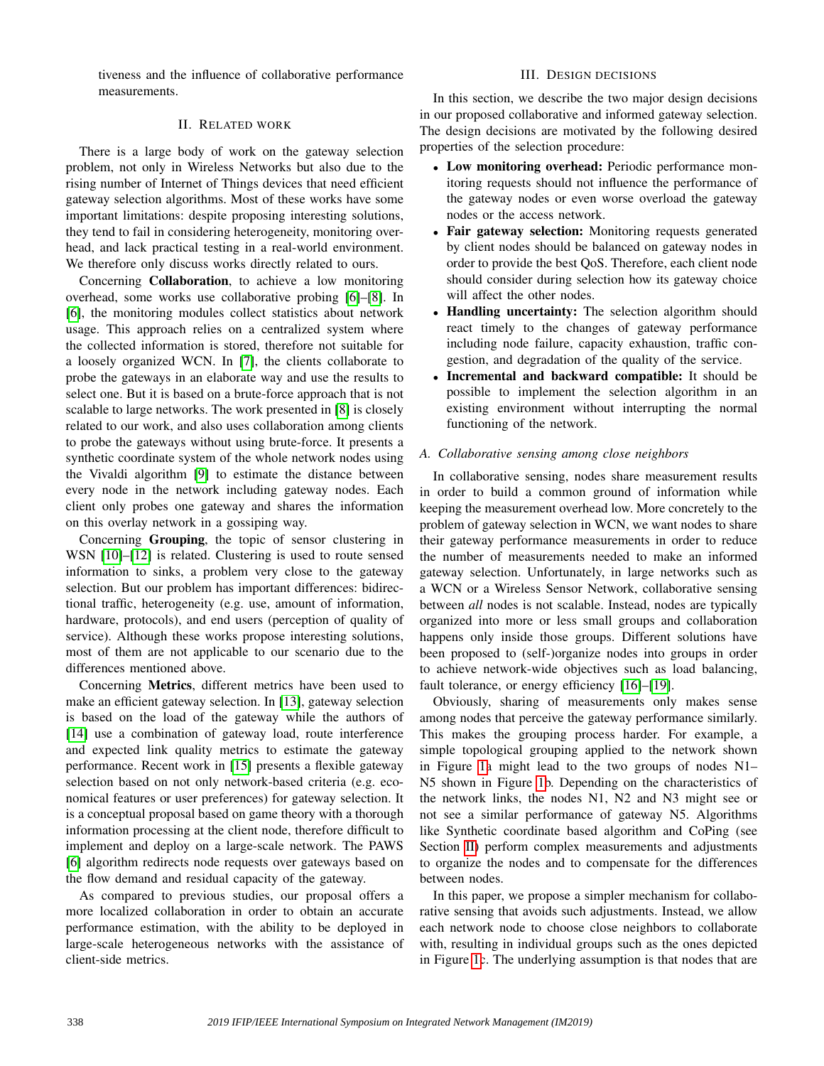tiveness and the influence of collaborative performance measurements.

## II. Related work

There is a large body of work on the gateway selection problem, not only in Wireless Networks but also due to the rising number of Internet of Things devices that need efficient gateway selection algorithms. Most of these works have some important limitations: despite proposing interesting solutions, they tend to fail in considering heterogeneity, monitoring overhead, and lack practical testing in a real-world environment. We therefore only discuss works directly related to ours.

Concerning **Collaboration**, to achieve a low monitoring overhead, some works use collaborative probing [6]–[8]. In [6], the monitoring modules collect statistics about network usage. This approach relies on a centralized system where the collected information is stored, therefore not suitable for a loosely organized WCN. In [7], the clients collaborate to probe the gateways in an elaborate way and use the results to select one. But it is based on a brute-force approach that is not scalable to large networks. The work presented in [8] is closely related to our work, and also uses collaboration among clients to probe the gateways without using brute-force. It presents a synthetic coordinate system of the whole network nodes using the Vivaldi algorithm [9] to estimate the distance between every node in the network including gateway nodes. Each client only probes one gateway and shares the information on this overlay network in a gossiping way.

Concerning **Grouping**, the topic of sensor clustering in WSN [10]–[12] is related. Clustering is used to route sensed information to sinks, a problem very close to the gateway selection. But our problem has important differences: bidirectional traffic, heterogeneity (e.g. use, amount of information, hardware, protocols), and end users (perception of quality of service). Although these works propose interesting solutions, most of them are not applicable to our scenario due to the differences mentioned above.

Concerning **Metrics**, different metrics have been used to make an efficient gateway selection. In [13], gateway selection is based on the load of the gateway while the authors of [14] use a combination of gateway load, route interference and expected link quality metrics to estimate the gateway performance. Recent work in [15] presents a flexible gateway selection based on not only network-based criteria (e.g. economical features or user preferences) for gateway selection. It is a conceptual proposal based on game theory with a thorough information processing at the client node, therefore difficult to implement and deploy on a large-scale network. The PAWS [6] algorithm redirects node requests over gateways based on the flow demand and residual capacity of the gateway.

As compared to previous studies, our proposal offers a more localized collaboration in order to obtain an accurate performance estimation, with the ability to be deployed in large-scale heterogeneous networks with the assistance of client-side metrics.

## III. Design decisions

In this section, we describe the two major design decisions in our proposed collaborative and informed gateway selection. The design decisions are motivated by the following desired properties of the selection procedure:

- **Low monitoring overhead:** Periodic performance monitoring requests should not influence the performance of the gateway nodes or even worse overload the gateway nodes or the access network.
- **Fair gateway selection:** Monitoring requests generated by client nodes should be balanced on gateway nodes in order to provide the best QoS. Therefore, each client node should consider during selection how its gateway choice will affect the other nodes.
- **Handling uncertainty:** The selection algorithm should react timely to the changes of gateway performance including node failure, capacity exhaustion, traffic congestion, and degradation of the quality of the service.
- **Incremental and backward compatible:** It should be possible to implement the selection algorithm in an existing environment without interrupting the normal functioning of the network.

### A. Collaborative sensing among close neighbors

In collaborative sensing, nodes share measurement results in order to build a common ground of information while keeping the measurement overhead low. More concretely to the problem of gateway selection in WCN, we want nodes to share their gateway performance measurements in order to reduce the number of measurements needed to make an informed gateway selection. Unfortunately, in large networks such as a WCN or a Wireless Sensor Network, collaborative sensing between *all* nodes is not scalable. Instead, nodes are typically organized into more or less small groups and collaboration happens only inside those groups. Different solutions have been proposed to (self-)organize nodes into groups in order to achieve network-wide objectives such as load balancing, fault tolerance, or energy efficiency [16]–[19].

Obviously, sharing of measurements only makes sense among nodes that perceive the gateway performance similarly. This makes the grouping process harder. For example, a simple topological grouping applied to the network shown in Figure 1a might lead to the two groups of nodes N1–N5 shown in Figure 1b. Depending on the characteristics of the network links, the nodes N1, N2 and N3 might see or not see a similar performance of gateway N5. Algorithms like Synthetic coordinate based algorithm and CoPing (see Section II) perform complex measurements and adjustments to organize the nodes and to compensate for the differences between nodes.

In this paper, we propose a simpler mechanism for collaborative sensing that avoids such adjustments. Instead, we allow each network node to choose close neighbors to collaborate with, resulting in individual groups such as the ones depicted in Figure 1c. The underlying assumption is that nodes that are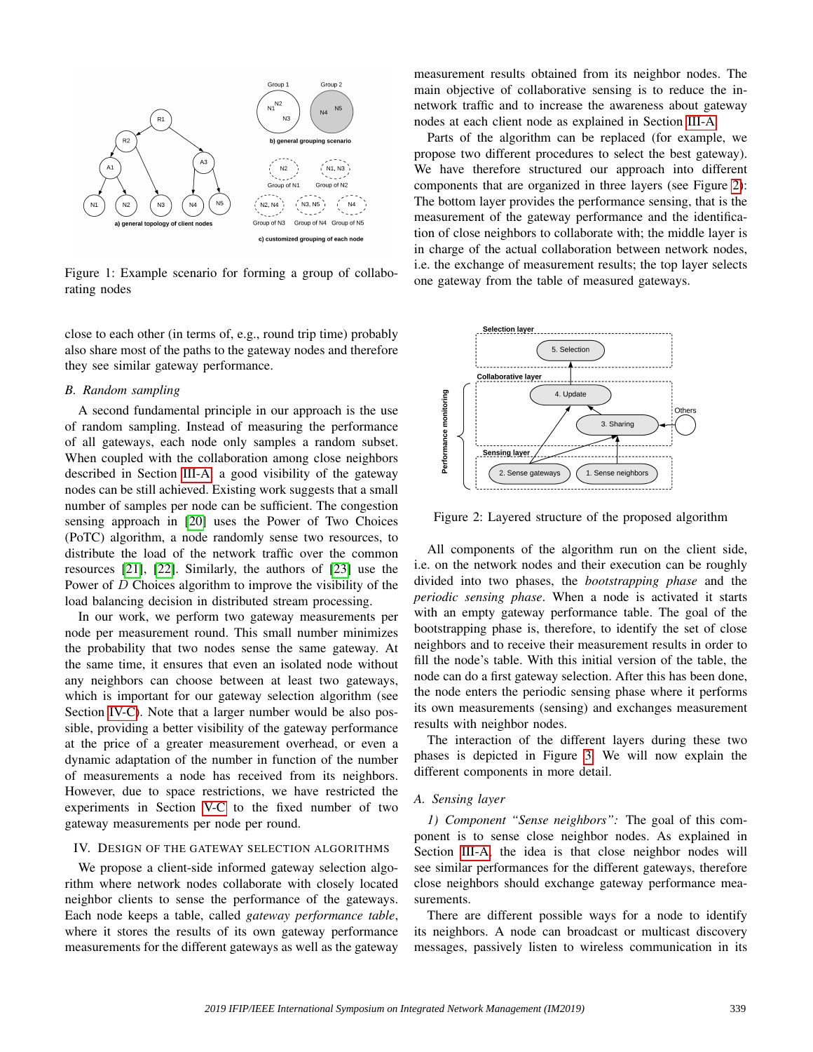Figure 1: Example scenario for forming a group of collaborating nodes

close to each other (in terms of, e.g., round trip time) probably also share most of the paths to the gateway nodes and therefore they see similar gateway performance.

### B. Random sampling

A second fundamental principle in our approach is the use of random sampling. Instead of measuring the performance of all gateways, each node only samples a random subset. When coupled with the collaboration among close neighbors described in Section III-A, a good visibility of the gateway nodes can be still achieved. Existing work suggests that a small number of samples per node can be sufficient. The congestion sensing approach in [20] uses the Power of Two Choices (PoTC) algorithm, a node randomly sense two resources, to distribute the load of the network traffic over the common resources [21], [22]. Similarly, the authors of [23] use the Power of $D$ Choices algorithm to improve the visibility of the load balancing decision in distributed stream processing.

In our work, we perform two gateway measurements per node per measurement round. This small number minimizes the probability that two nodes sense the same gateway. At the same time, it ensures that even an isolated node without any neighbors can choose between at least two gateways, which is important for our gateway selection algorithm (see Section IV-C). Note that a larger number would be also possible, providing a better visibility of the gateway performance at the price of a greater measurement overhead, or even a dynamic adaptation of the number in function of the number of measurements a node has received from its neighbors. However, due to space restrictions, we have restricted the experiments in Section V-C to the fixed number of two gateway measurements per node per round.

## IV. Design of the gateway selection algorithms

We propose a client-side informed gateway selection algorithm where network nodes collaborate with closely located neighbor clients to sense the performance of the gateways. Each node keeps a table, called *gateway performance table*, where it stores the results of its own gateway performance measurements for the different gateways as well as the gateway measurement results obtained from its neighbor nodes. The main objective of collaborative sensing is to reduce the in-network traffic and to increase the awareness about gateway nodes at each client node as explained in Section III-A.

Parts of the algorithm can be replaced (for example, we propose two different procedures to select the best gateway). We have therefore structured our approach into different components that are organized in three layers (see Figure 2): The bottom layer provides the performance sensing, that is the measurement of the gateway performance and the identification of close neighbors to collaborate with; the middle layer is in charge of the actual collaboration between network nodes, i.e. the exchange of measurement results; the top layer selects one gateway from the table of measured gateways.

Figure 2: Layered structure of the proposed algorithm

All components of the algorithm run on the client side, i.e. on the network nodes and their execution can be roughly divided into two phases, the *bootstrapping phase* and the *periodic sensing phase*. When a node is activated it starts with an empty gateway performance table. The goal of the bootstrapping phase is, therefore, to identify the set of close neighbors and to receive their measurement results in order to fill the node's table. With this initial version of the table, the node can do a first gateway selection. After this has been done, the node enters the periodic sensing phase where it performs its own measurements (sensing) and exchanges measurement results with neighbor nodes.

The interaction of the different layers during these two phases is depicted in Figure 3. We will now explain the different components in more detail.

### A. Sensing layer

*1) Component "Sense neighbors":* The goal of this component is to sense close neighbor nodes. As explained in Section III-A, the idea is that close neighbor nodes will see similar performances for the different gateways, therefore close neighbors should exchange gateway performance measurements.

There are different possible ways for a node to identify its neighbors. A node can broadcast or multicast discovery messages, passively listen to wireless communication in its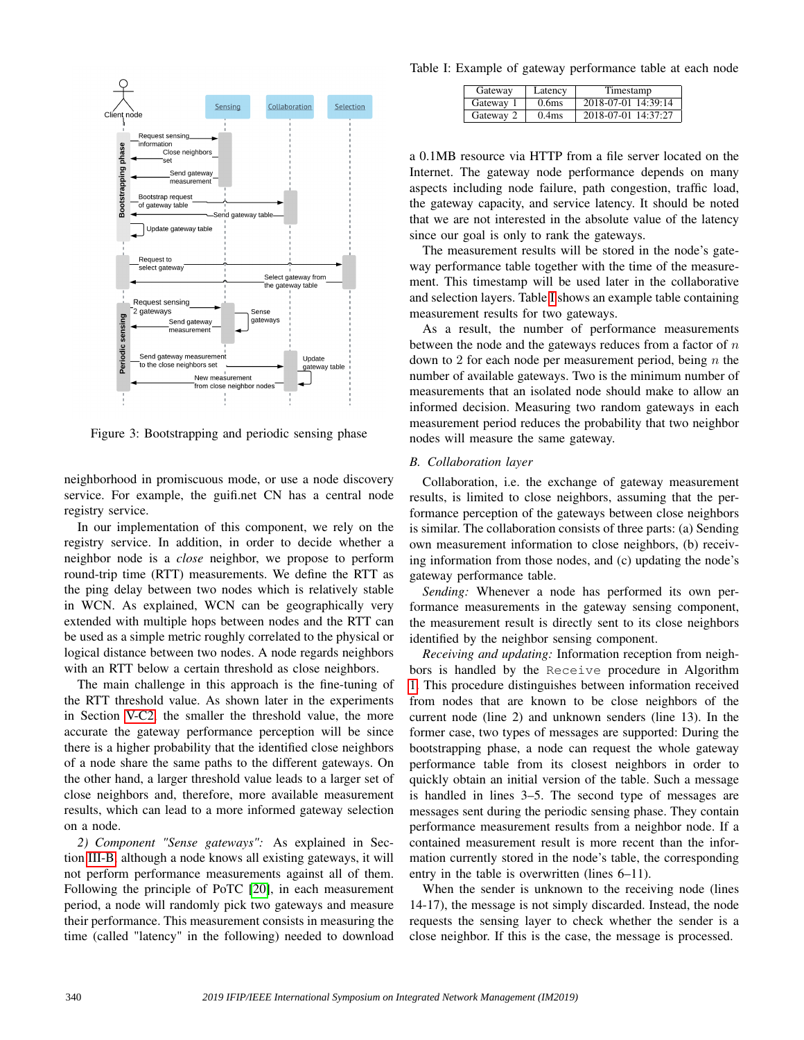Figure 3: Bootstrapping and periodic sensing phase

neighborhood in promiscuous mode, or use a node discovery service. For example, the guifi.net CN has a central node registry service.

In our implementation of this component, we rely on the registry service. In addition, in order to decide whether a neighbor node is a *close* neighbor, we propose to perform round-trip time (RTT) measurements. We define the RTT as the ping delay between two nodes which is relatively stable in WCN. As explained, WCN can be geographically very extended with multiple hops between nodes and the RTT can be used as a simple metric roughly correlated to the physical or logical distance between two nodes. A node regards neighbors with an RTT below a certain threshold as close neighbors.

The main challenge in this approach is the fine-tuning of the RTT threshold value. As shown later in the experiments in Section V-C2, the smaller the threshold value, the more accurate the gateway performance perception will be since there is a higher probability that the identified close neighbors of a node share the same paths to the different gateways. On the other hand, a larger threshold value leads to a larger set of close neighbors and, therefore, more available measurement results, which can lead to a more informed gateway selection on a node.

*2) Component "Sense gateways":* As explained in Section III-B, although a node knows all existing gateways, it will not perform performance measurements against all of them. Following the principle of PoTC [20], in each measurement period, a node will randomly pick two gateways and measure their performance. This measurement consists in measuring the time (called "latency" in the following) needed to download

Table I: Example of gateway performance table at each node

| Gateway | Latency | Timestamp |
|---|---|---|
| Gateway 1 | 0.6ms | 2018-07-01 14:39:14 |
| Gateway 2 | 0.4ms | 2018-07-01 14:37:27 |

a 0.1MB resource via HTTP from a file server located on the Internet. The gateway node performance depends on many aspects including node failure, path congestion, traffic load, the gateway capacity, and service latency. It should be noted that we are not interested in the absolute value of the latency since our goal is only to rank the gateways.

The measurement results will be stored in the node's gateway performance table together with the time of the measurement. This timestamp will be used later in the collaborative and selection layers. Table I shows an example table containing measurement results for two gateways.

As a result, the number of performance measurements between the node and the gateways reduces from a factor of $n$ down to 2 for each node per measurement period, being $n$ the number of available gateways. Two is the minimum number of measurements that an isolated node should make to allow an informed decision. Measuring two random gateways in each measurement period reduces the probability that two neighbor nodes will measure the same gateway.

## B. Collaboration layer

Collaboration, i.e. the exchange of gateway measurement results, is limited to close neighbors, assuming that the performance perception of the gateways between close neighbors is similar. The collaboration consists of three parts: (a) Sending own measurement information to close neighbors, (b) receiving information from those nodes, and (c) updating the node's gateway performance table.

*Sending:* Whenever a node has performed its own performance measurements in the gateway sensing component, the measurement result is directly sent to its close neighbors identified by the neighbor sensing component.

*Receiving and updating:* Information reception from neighbors is handled by the `Receive` procedure in Algorithm 1. This procedure distinguishes between information received from nodes that are known to be close neighbors of the current node (line 2) and unknown senders (line 13). In the former case, two types of messages are supported: During the bootstrapping phase, a node can request the whole gateway performance table from its closest neighbors in order to quickly obtain an initial version of the table. Such a message is handled in lines 3–5. The second type of messages are messages sent during the periodic sensing phase. They contain performance measurement results from a neighbor node. If a contained measurement result is more recent than the information currently stored in the node's table, the corresponding entry in the table is overwritten (lines 6–11).

When the sender is unknown to the receiving node (lines 14-17), the message is not simply discarded. Instead, the node requests the sensing layer to check whether the sender is a close neighbor. If this is the case, the message is processed.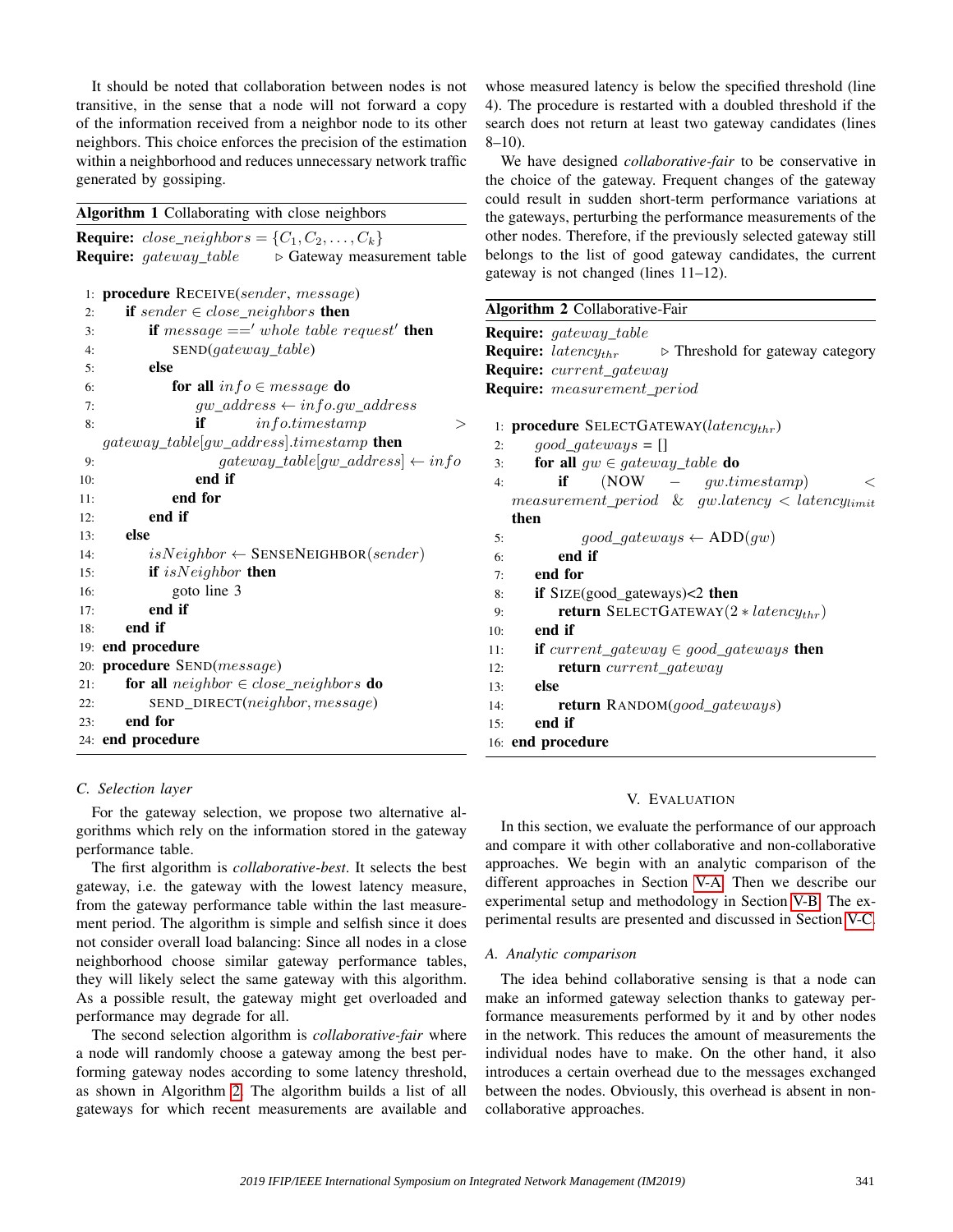It should be noted that collaboration between nodes is not transitive, in the sense that a node will not forward a copy of the information received from a neighbor node to its other neighbors. This choice enforces the precision of the estimation within a neighborhood and reduces unnecessary network traffic generated by gossiping.

**Algorithm 1** Collaborating with close neighbors

```
Require: close_neighbors = {C_1, C_2, ..., C_k}
Require: gateway_table          ▷ Gateway measurement table

 1: procedure RECEIVE(sender, message)
 2:     if sender ∈ close_neighbors then
 3:         if message == 'whole table request' then
 4:             SEND(gateway_table)
 5:         else
 6:             for all info ∈ message do
 7:                 gw_address ← info.gw_address
 8:                 if info.timestamp > gateway_table[gw_address].timestamp then
 9:                     gateway_table[gw_address] ← info
10:                 end if
11:             end for
12:         end if
13:     else
14:         isNeighbor ← SENSENEIGHBOR(sender)
15:         if isNeighbor then
16:             goto line 3
17:         end if
18:     end if
19: end procedure
20: procedure SEND(message)
21:     for all neighbor ∈ close_neighbors do
22:         SEND_DIRECT(neighbor, message)
23:     end for
24: end procedure
```

### C. Selection layer

For the gateway selection, we propose two alternative algorithms which rely on the information stored in the gateway performance table.

The first algorithm is *collaborative-best*. It selects the best gateway, i.e. the gateway with the lowest latency measure, from the gateway performance table within the last measurement period. The algorithm is simple and selfish since it does not consider overall load balancing: Since all nodes in a close neighborhood choose similar gateway performance tables, they will likely select the same gateway with this algorithm. As a possible result, the gateway might get overloaded and performance may degrade for all.

The second selection algorithm is *collaborative-fair* where a node will randomly choose a gateway among the best performing gateway nodes according to some latency threshold, as shown in Algorithm 2. The algorithm builds a list of all gateways for which recent measurements are available and whose measured latency is below the specified threshold (line 4). The procedure is restarted with a doubled threshold if the search does not return at least two gateway candidates (lines 8–10).

We have designed *collaborative-fair* to be conservative in the choice of the gateway. Frequent changes of the gateway could result in sudden short-term performance variations at the gateways, perturbing the performance measurements of the other nodes. Therefore, if the previously selected gateway still belongs to the list of good gateway candidates, the current gateway is not changed (lines 11–12).

**Algorithm 2** Collaborative-Fair

```
Require: gateway_table
Require: latency_thr          ▷ Threshold for gateway category
Require: current_gateway
Require: measurement_period

 1: procedure SELECTGATEWAY(latency_thr)
 2:     good_gateways = []
 3:     for all gw ∈ gateway_table do
 4:         if (NOW − gw.timestamp) < measurement_period & gw.latency < latency_limit then
 5:             good_gateways ← ADD(gw)
 6:         end if
 7:     end for
 8:     if SIZE(good_gateways)<2 then
 9:         return SELECTGATEWAY(2 * latency_thr)
10:     end if
11:     if current_gateway ∈ good_gateways then
12:         return current_gateway
13:     else
14:         return RANDOM(good_gateways)
15:     end if
16: end procedure
```

## V. Evaluation

In this section, we evaluate the performance of our approach and compare it with other collaborative and non-collaborative approaches. We begin with an analytic comparison of the different approaches in Section V-A. Then we describe our experimental setup and methodology in Section V-B. The experimental results are presented and discussed in Section V-C.

### A. Analytic comparison

The idea behind collaborative sensing is that a node can make an informed gateway selection thanks to gateway performance measurements performed by it and by other nodes in the network. This reduces the amount of measurements the individual nodes have to make. On the other hand, it also introduces a certain overhead due to the messages exchanged between the nodes. Obviously, this overhead is absent in non-collaborative approaches.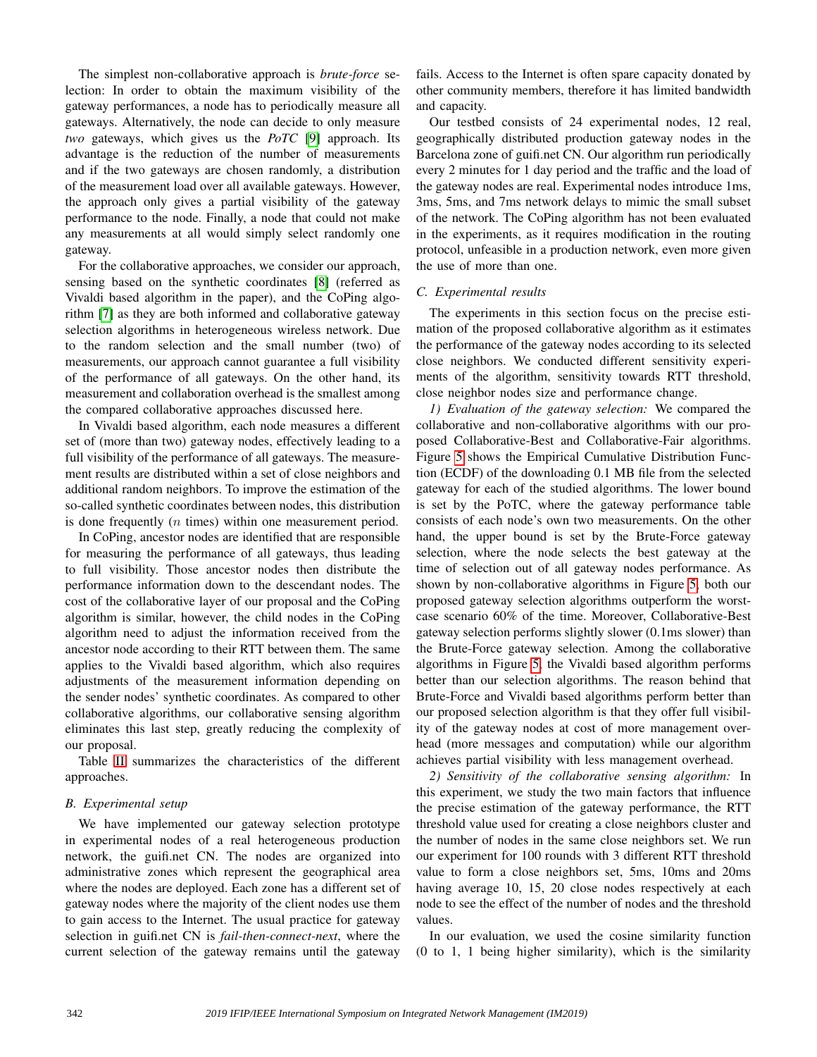The simplest non-collaborative approach is *brute-force* selection: In order to obtain the maximum visibility of the gateway performances, a node has to periodically measure all gateways. Alternatively, the node can decide to only measure *two* gateways, which gives us the *PoTC* [9] approach. Its advantage is the reduction of the number of measurements and if the two gateways are chosen randomly, a distribution of the measurement load over all available gateways. However, the approach only gives a partial visibility of the gateway performance to the node. Finally, a node that could not make any measurements at all would simply select randomly one gateway.

For the collaborative approaches, we consider our approach, sensing based on the synthetic coordinates [8] (referred as Vivaldi based algorithm in the paper), and the CoPing algorithm [7] as they are both informed and collaborative gateway selection algorithms in heterogeneous wireless network. Due to the random selection and the small number (two) of measurements, our approach cannot guarantee a full visibility of the performance of all gateways. On the other hand, its measurement and collaboration overhead is the smallest among the compared collaborative approaches discussed here.

In Vivaldi based algorithm, each node measures a different set of (more than two) gateway nodes, effectively leading to a full visibility of the performance of all gateways. The measurement results are distributed within a set of close neighbors and additional random neighbors. To improve the estimation of the so-called synthetic coordinates between nodes, this distribution is done frequently ($n$ times) within one measurement period.

In CoPing, ancestor nodes are identified that are responsible for measuring the performance of all gateways, thus leading to full visibility. Those ancestor nodes then distribute the performance information down to the descendant nodes. The cost of the collaborative layer of our proposal and the CoPing algorithm is similar, however, the child nodes in the CoPing algorithm need to adjust the information received from the ancestor node according to their RTT between them. The same applies to the Vivaldi based algorithm, which also requires adjustments of the measurement information depending on the sender nodes' synthetic coordinates. As compared to other collaborative algorithms, our collaborative sensing algorithm eliminates this last step, greatly reducing the complexity of our proposal.

Table II summarizes the characteristics of the different approaches.

### B. Experimental setup

We have implemented our gateway selection prototype in experimental nodes of a real heterogeneous production network, the guifi.net CN. The nodes are organized into administrative zones which represent the geographical area where the nodes are deployed. Each zone has a different set of gateway nodes where the majority of the client nodes use them to gain access to the Internet. The usual practice for gateway selection in guifi.net CN is *fail-then-connect-next*, where the current selection of the gateway remains until the gateway fails. Access to the Internet is often spare capacity donated by other community members, therefore it has limited bandwidth and capacity.

Our testbed consists of 24 experimental nodes, 12 real, geographically distributed production gateway nodes in the Barcelona zone of guifi.net CN. Our algorithm run periodically every 2 minutes for 1 day period and the traffic and the load of the gateway nodes are real. Experimental nodes introduce 1ms, 3ms, 5ms, and 7ms network delays to mimic the small subset of the network. The CoPing algorithm has not been evaluated in the experiments, as it requires modification in the routing protocol, unfeasible in a production network, even more given the use of more than one.

### C. Experimental results

The experiments in this section focus on the precise estimation of the proposed collaborative algorithm as it estimates the performance of the gateway nodes according to its selected close neighbors. We conducted different sensitivity experiments of the algorithm, sensitivity towards RTT threshold, close neighbor nodes size and performance change.

*1) Evaluation of the gateway selection:* We compared the collaborative and non-collaborative algorithms with our proposed Collaborative-Best and Collaborative-Fair algorithms. Figure 5 shows the Empirical Cumulative Distribution Function (ECDF) of the downloading 0.1 MB file from the selected gateway for each of the studied algorithms. The lower bound is set by the PoTC, where the gateway performance table consists of each node's own two measurements. On the other hand, the upper bound is set by the Brute-Force gateway selection, where the node selects the best gateway at the time of selection out of all gateway nodes performance. As shown by non-collaborative algorithms in Figure 5, both our proposed gateway selection algorithms outperform the worst-case scenario 60% of the time. Moreover, Collaborative-Best gateway selection performs slightly slower (0.1ms slower) than the Brute-Force gateway selection. Among the collaborative algorithms in Figure 5, the Vivaldi based algorithm performs better than our selection algorithms. The reason behind that Brute-Force and Vivaldi based algorithms perform better than our proposed selection algorithm is that they offer full visibility of the gateway nodes at cost of more management overhead (more messages and computation) while our algorithm achieves partial visibility with less management overhead.

*2) Sensitivity of the collaborative sensing algorithm:* In this experiment, we study the two main factors that influence the precise estimation of the gateway performance, the RTT threshold value used for creating a close neighbors cluster and the number of nodes in the same close neighbors set. We run our experiment for 100 rounds with 3 different RTT threshold value to form a close neighbors set, 5ms, 10ms and 20ms having average 10, 15, 20 close nodes respectively at each node to see the effect of the number of nodes and the threshold values.

In our evaluation, we used the cosine similarity function (0 to 1, 1 being higher similarity), which is the similarity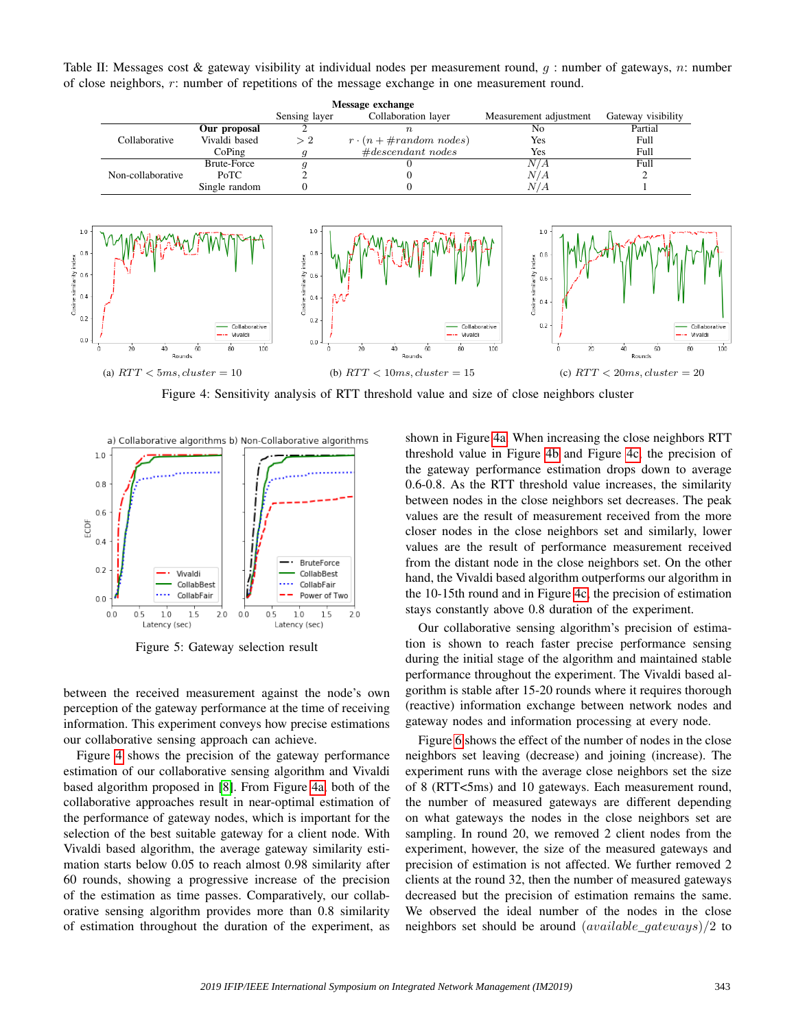Table II: Messages cost & gateway visibility at individual nodes per measurement round, $g$ : number of gateways, $n$: number of close neighbors, $r$: number of repetitions of the message exchange in one measurement round.

| | | Message exchange | | | |
|---|---|---|---|---|---|
| | | Sensing layer | Collaboration layer | Measurement adjustment | Gateway visibility |
| Collaborative | **Our proposal** | 2 | $n$ | No | Partial |
| | Vivaldi based | $> 2$ | $r \cdot (n + \#random\ nodes)$ | Yes | Full |
| | CoPing | $g$ | $\#descendant\ nodes$ | Yes | Full |
| Non-collaborative | Brute-Force | $g$ | 0 | $N/A$ | Full |
| | PoTC | 2 | 0 | $N/A$ | 2 |
| | Single random | 0 | 0 | $N/A$ | 1 |

(a) $RTT < 5ms, cluster = 10$

(b) $RTT < 10ms, cluster = 15$

(c) $RTT < 20ms, cluster = 20$

Figure 4: Sensitivity analysis of RTT threshold value and size of close neighbors cluster

Figure 5: Gateway selection result

between the received measurement against the node's own perception of the gateway performance at the time of receiving information. This experiment conveys how precise estimations our collaborative sensing approach can achieve.

Figure 4 shows the precision of the gateway performance estimation of our collaborative sensing algorithm and Vivaldi based algorithm proposed in [8]. From Figure 4a both of the collaborative approaches result in near-optimal estimation of the performance of gateway nodes, which is important for the selection of the best suitable gateway for a client node. With Vivaldi based algorithm, the average gateway similarity estimation starts below 0.05 to reach almost 0.98 similarity after 60 rounds, showing a progressive increase of the precision of the estimation as time passes. Comparatively, our collaborative sensing algorithm provides more than 0.8 similarity of estimation throughout the duration of the experiment, as shown in Figure 4a. When increasing the close neighbors RTT threshold value in Figure 4b and Figure 4c, the precision of the gateway performance estimation drops down to average 0.6-0.8. As the RTT threshold value increases, the similarity between nodes in the close neighbors set decreases. The peak values are the result of measurement received from the more closer nodes in the close neighbors set and similarly, lower values are the result of performance measurement received from the distant node in the close neighbors set. On the other hand, the Vivaldi based algorithm outperforms our algorithm in the 10-15th round and in Figure 4c, the precision of estimation stays constantly above 0.8 duration of the experiment.

Our collaborative sensing algorithm's precision of estimation is shown to reach faster precise performance sensing during the initial stage of the algorithm and maintained stable performance throughout the experiment. The Vivaldi based algorithm is stable after 15-20 rounds where it requires thorough (reactive) information exchange between network nodes and gateway nodes and information processing at every node.

Figure 6 shows the effect of the number of nodes in the close neighbors set leaving (decrease) and joining (increase). The experiment runs with the average close neighbors set the size of 8 (RTT<5ms) and 10 gateways. Each measurement round, the number of measured gateways are different depending on what gateways the nodes in the close neighbors set are sampling. In round 20, we removed 2 client nodes from the experiment, however, the size of the measured gateways and precision of estimation is not affected. We further removed 2 clients at the round 32, then the number of measured gateways decreased but the precision of estimation remains the same. We observed the ideal number of the nodes in the close neighbors set should be around $(available\_gateways)/2$ to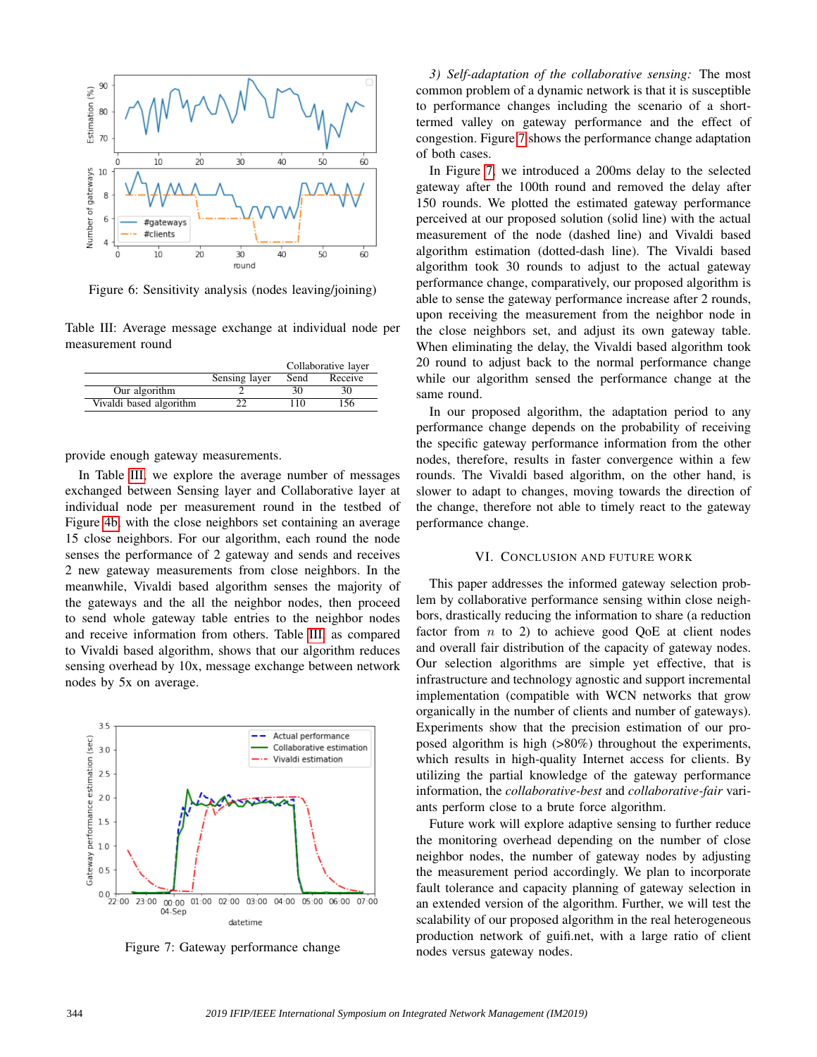Figure 6: Sensitivity analysis (nodes leaving/joining)

Table III: Average message exchange at individual node per measurement round

| | Sensing layer | Collaborative layer | |
|---|---|---|---|
| | | Send | Receive |
| Our algorithm | 2 | 30 | 30 |
| Vivaldi based algorithm | 22 | 110 | 156 |

provide enough gateway measurements.

In Table III, we explore the average number of messages exchanged between Sensing layer and Collaborative layer at individual node per measurement round in the testbed of Figure 4b, with the close neighbors set containing an average 15 close neighbors. For our algorithm, each round the node senses the performance of 2 gateway and sends and receives 2 new gateway measurements from close neighbors. In the meanwhile, Vivaldi based algorithm senses the majority of the gateways and the all the neighbor nodes, then proceed to send whole gateway table entries to the neighbor nodes and receive information from others. Table III as compared to Vivaldi based algorithm, shows that our algorithm reduces sensing overhead by 10x, message exchange between network nodes by 5x on average.

Figure 7: Gateway performance change

*3) Self-adaptation of the collaborative sensing:* The most common problem of a dynamic network is that it is susceptible to performance changes including the scenario of a short-termed valley on gateway performance and the effect of congestion. Figure 7 shows the performance change adaptation of both cases.

In Figure 7, we introduced a 200ms delay to the selected gateway after the 100th round and removed the delay after 150 rounds. We plotted the estimated gateway performance perceived at our proposed solution (solid line) with the actual measurement of the node (dashed line) and Vivaldi based algorithm estimation (dotted-dash line). The Vivaldi based algorithm took 30 rounds to adjust to the actual gateway performance change, comparatively, our proposed algorithm is able to sense the gateway performance increase after 2 rounds, upon receiving the measurement from the neighbor node in the close neighbors set, and adjust its own gateway table. When eliminating the delay, the Vivaldi based algorithm took 20 round to adjust back to the normal performance change while our algorithm sensed the performance change at the same round.

In our proposed algorithm, the adaptation period to any performance change depends on the probability of receiving the specific gateway performance information from the other nodes, therefore, results in faster convergence within a few rounds. The Vivaldi based algorithm, on the other hand, is slower to adapt to changes, moving towards the direction of the change, therefore not able to timely react to the gateway performance change.

## VI. Conclusion and Future Work

This paper addresses the informed gateway selection problem by collaborative performance sensing within close neighbors, drastically reducing the information to share (a reduction factor from $n$ to 2) to achieve good QoE at client nodes and overall fair distribution of the capacity of gateway nodes. Our selection algorithms are simple yet effective, that is infrastructure and technology agnostic and support incremental implementation (compatible with WCN networks that grow organically in the number of clients and number of gateways). Experiments show that the precision estimation of our proposed algorithm is high (>80%) throughout the experiments, which results in high-quality Internet access for clients. By utilizing the partial knowledge of the gateway performance information, the *collaborative-best* and *collaborative-fair* variants perform close to a brute force algorithm.

Future work will explore adaptive sensing to further reduce the monitoring overhead depending on the number of close neighbor nodes, the number of gateway nodes by adjusting the measurement period accordingly. We plan to incorporate fault tolerance and capacity planning of gateway selection in an extended version of the algorithm. Further, we will test the scalability of our proposed algorithm in the real heterogeneous production network of guifi.net, with a large ratio of client nodes versus gateway nodes.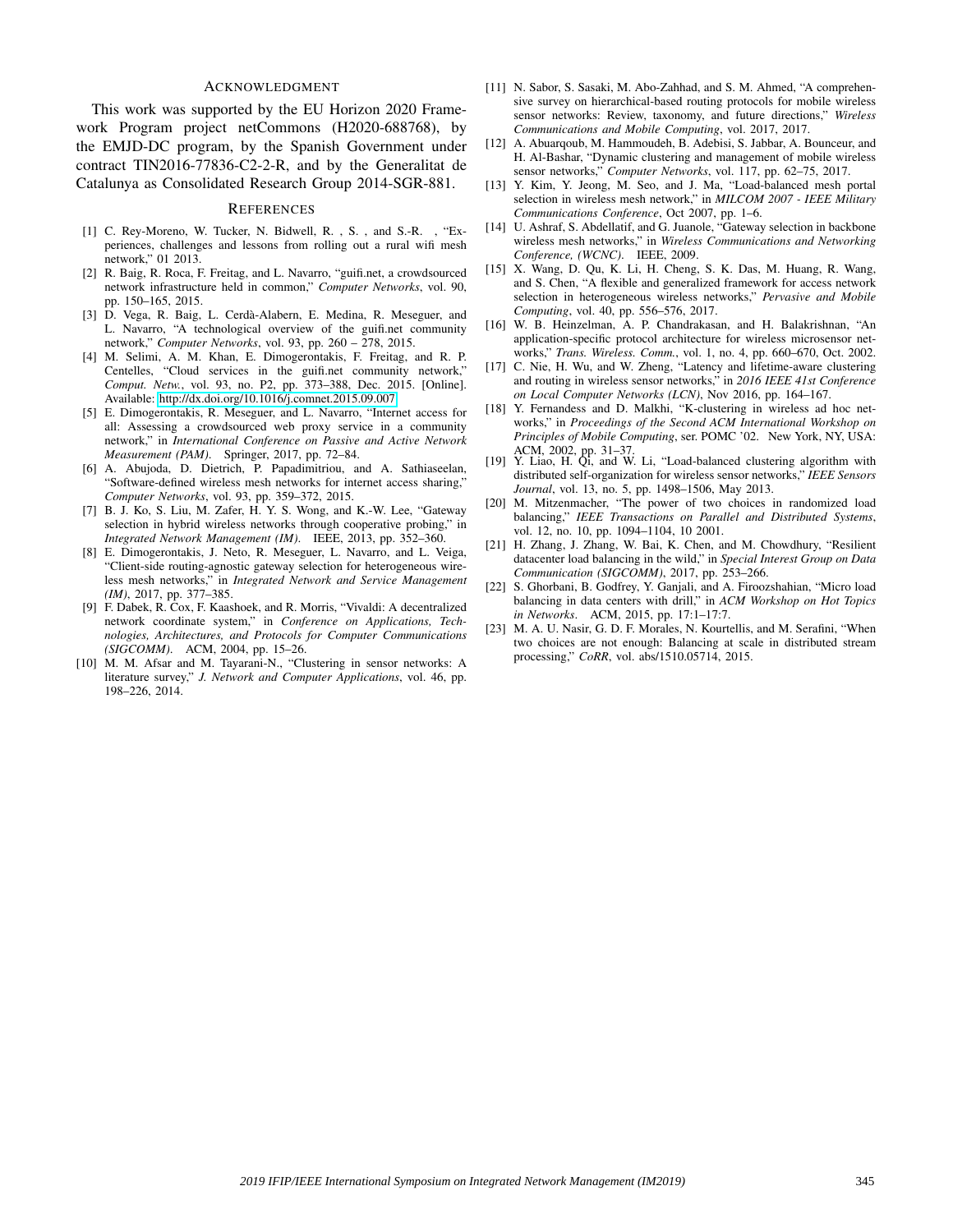## Acknowledgment

This work was supported by the EU Horizon 2020 Framework Program project netCommons (H2020-688768), by the EMJD-DC program, by the Spanish Government under contract TIN2016-77836-C2-2-R, and by the Generalitat de Catalunya as Consolidated Research Group 2014-SGR-881.

## References

[1] C. Rey-Moreno, W. Tucker, N. Bidwell, R. , S. , and S.-R. , "Experiences, challenges and lessons from rolling out a rural wifi mesh network," 01 2013.

[2] R. Baig, R. Roca, F. Freitag, and L. Navarro, "guifi.net, a crowdsourced network infrastructure held in common," *Computer Networks*, vol. 90, pp. 150–165, 2015.

[3] D. Vega, R. Baig, L. Cerdà-Alabern, E. Medina, R. Meseguer, and L. Navarro, "A technological overview of the guifi.net community network," *Computer Networks*, vol. 93, pp. 260 – 278, 2015.

[4] M. Selimi, A. M. Khan, E. Dimogerontakis, F. Freitag, and R. P. Centelles, "Cloud services in the guifi.net community network," *Comput. Netw.*, vol. 93, no. P2, pp. 373–388, Dec. 2015. [Online]. Available: http://dx.doi.org/10.1016/j.comnet.2015.09.007

[5] E. Dimogerontakis, R. Meseguer, and L. Navarro, "Internet access for all: Assessing a crowdsourced web proxy service in a community network," in *International Conference on Passive and Active Network Measurement (PAM)*. Springer, 2017, pp. 72–84.

[6] A. Abujoda, D. Dietrich, P. Papadimitriou, and A. Sathiaseelan, "Software-defined wireless mesh networks for internet access sharing," *Computer Networks*, vol. 93, pp. 359–372, 2015.

[7] B. J. Ko, S. Liu, M. Zafer, H. Y. S. Wong, and K.-W. Lee, "Gateway selection in hybrid wireless networks through cooperative probing," in *Integrated Network Management (IM)*. IEEE, 2013, pp. 352–360.

[8] E. Dimogerontakis, J. Neto, R. Meseguer, L. Navarro, and L. Veiga, "Client-side routing-agnostic gateway selection for heterogeneous wireless mesh networks," in *Integrated Network and Service Management (IM)*, 2017, pp. 377–385.

[9] F. Dabek, R. Cox, F. Kaashoek, and R. Morris, "Vivaldi: A decentralized network coordinate system," in *Conference on Applications, Technologies, Architectures, and Protocols for Computer Communications (SIGCOMM)*. ACM, 2004, pp. 15–26.

[10] M. M. Afsar and M. Tayarani-N., "Clustering in sensor networks: A literature survey," *J. Network and Computer Applications*, vol. 46, pp. 198–226, 2014.

[11] N. Sabor, S. Sasaki, M. Abo-Zahhad, and S. M. Ahmed, "A comprehensive survey on hierarchical-based routing protocols for mobile wireless sensor networks: Review, taxonomy, and future directions," *Wireless Communications and Mobile Computing*, vol. 2017, 2017.

[12] A. Abuarqoub, M. Hammoudeh, B. Adebisi, S. Jabbar, A. Bounceur, and H. Al-Bashar, "Dynamic clustering and management of mobile wireless sensor networks," *Computer Networks*, vol. 117, pp. 62–75, 2017.

[13] Y. Kim, Y. Jeong, M. Seo, and J. Ma, "Load-balanced mesh portal selection in wireless mesh network," in *MILCOM 2007 - IEEE Military Communications Conference*, Oct 2007, pp. 1–6.

[14] U. Ashraf, S. Abdellatif, and G. Juanole, "Gateway selection in backbone wireless mesh networks," in *Wireless Communications and Networking Conference, (WCNC)*. IEEE, 2009.

[15] X. Wang, D. Qu, K. Li, H. Cheng, S. K. Das, M. Huang, R. Wang, and S. Chen, "A flexible and generalized framework for access network selection in heterogeneous wireless networks," *Pervasive and Mobile Computing*, vol. 40, pp. 556–576, 2017.

[16] W. B. Heinzelman, A. P. Chandrakasan, and H. Balakrishnan, "An application-specific protocol architecture for wireless microsensor networks," *Trans. Wireless. Comm.*, vol. 1, no. 4, pp. 660–670, Oct. 2002.

[17] C. Nie, H. Wu, and W. Zheng, "Latency and lifetime-aware clustering and routing in wireless sensor networks," in *2016 IEEE 41st Conference on Local Computer Networks (LCN)*, Nov 2016, pp. 164–167.

[18] Y. Fernandess and D. Malkhi, "K-clustering in wireless ad hoc networks," in *Proceedings of the Second ACM International Workshop on Principles of Mobile Computing*, ser. POMC '02. New York, NY, USA: ACM, 2002, pp. 31–37.

[19] Y. Liao, H. Qi, and W. Li, "Load-balanced clustering algorithm with distributed self-organization for wireless sensor networks," *IEEE Sensors Journal*, vol. 13, no. 5, pp. 1498–1506, May 2013.

[20] M. Mitzenmacher, "The power of two choices in randomized load balancing," *IEEE Transactions on Parallel and Distributed Systems*, vol. 12, no. 10, pp. 1094–1104, 10 2001.

[21] H. Zhang, J. Zhang, W. Bai, K. Chen, and M. Chowdhury, "Resilient datacenter load balancing in the wild," in *Special Interest Group on Data Communication (SIGCOMM)*, 2017, pp. 253–266.

[22] S. Ghorbani, B. Godfrey, Y. Ganjali, and A. Firoozshahian, "Micro load balancing in data centers with drill," in *ACM Workshop on Hot Topics in Networks*. ACM, 2015, pp. 17:1–17:7.

[23] M. A. U. Nasir, G. D. F. Morales, N. Kourtellis, and M. Serafini, "When two choices are not enough: Balancing at scale in distributed stream processing," *CoRR*, vol. abs/1510.05714, 2015.